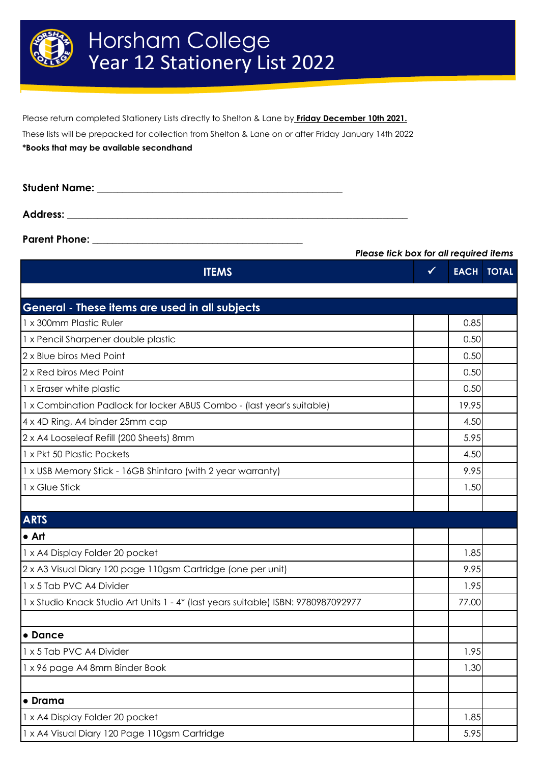# Horsham College
## Year 12 Stationery List 2022

Please return completed Stationery Lists directly to Shelton & Lane by **Friday December 10th 2021.**

These lists will be prepacked for collection from Shelton & Lane on or after Friday January 14th 2022

***Books that may be available secondhand**

**Student Name:** ______________________________________________

**Address:** ________________________________________________________________

**Parent Phone:** ________________________________________

***Please tick box for all required items***

| ITEMS | ✓ | EACH | TOTAL |
|---|---|---|---|
| | | | |
| **General - These items are used in all subjects** | | | |
| 1 x 300mm Plastic Ruler | | 0.85 | |
| 1 x Pencil Sharpener double plastic | | 0.50 | |
| 2 x Blue biros Med Point | | 0.50 | |
| 2 x Red biros Med Point | | 0.50 | |
| 1 x Eraser white plastic | | 0.50 | |
| 1 x Combination Padlock for locker ABUS Combo - (last year's suitable) | | 19.95 | |
| 4 x 4D Ring, A4 binder 25mm cap | | 4.50 | |
| 2 x A4 Looseleaf Refill (200 Sheets) 8mm | | 5.95 | |
| 1 x Pkt 50 Plastic Pockets | | 4.50 | |
| 1 x USB Memory Stick - 16GB Shintaro (with 2 year warranty) | | 9.95 | |
| 1 x Glue Stick | | 1.50 | |
| | | | |
| **ARTS** | | | |
| **● Art** | | | |
| 1 x A4 Display Folder 20 pocket | | 1.85 | |
| 2 x A3 Visual Diary 120 page 110gsm Cartridge (one per unit) | | 9.95 | |
| 1 x 5 Tab PVC A4 Divider | | 1.95 | |
| 1 x Studio Knack Studio Art Units 1 - 4* (last years suitable) ISBN: 9780987092977 | | 77.00 | |
| | | | |
| **● Dance** | | | |
| 1 x 5 Tab PVC A4 Divider | | 1.95 | |
| 1 x 96 page A4 8mm Binder Book | | 1.30 | |
| | | | |
| **● Drama** | | | |
| 1 x A4 Display Folder 20 pocket | | 1.85 | |
| 1 x A4 Visual Diary 120 Page 110gsm Cartridge | | 5.95 | |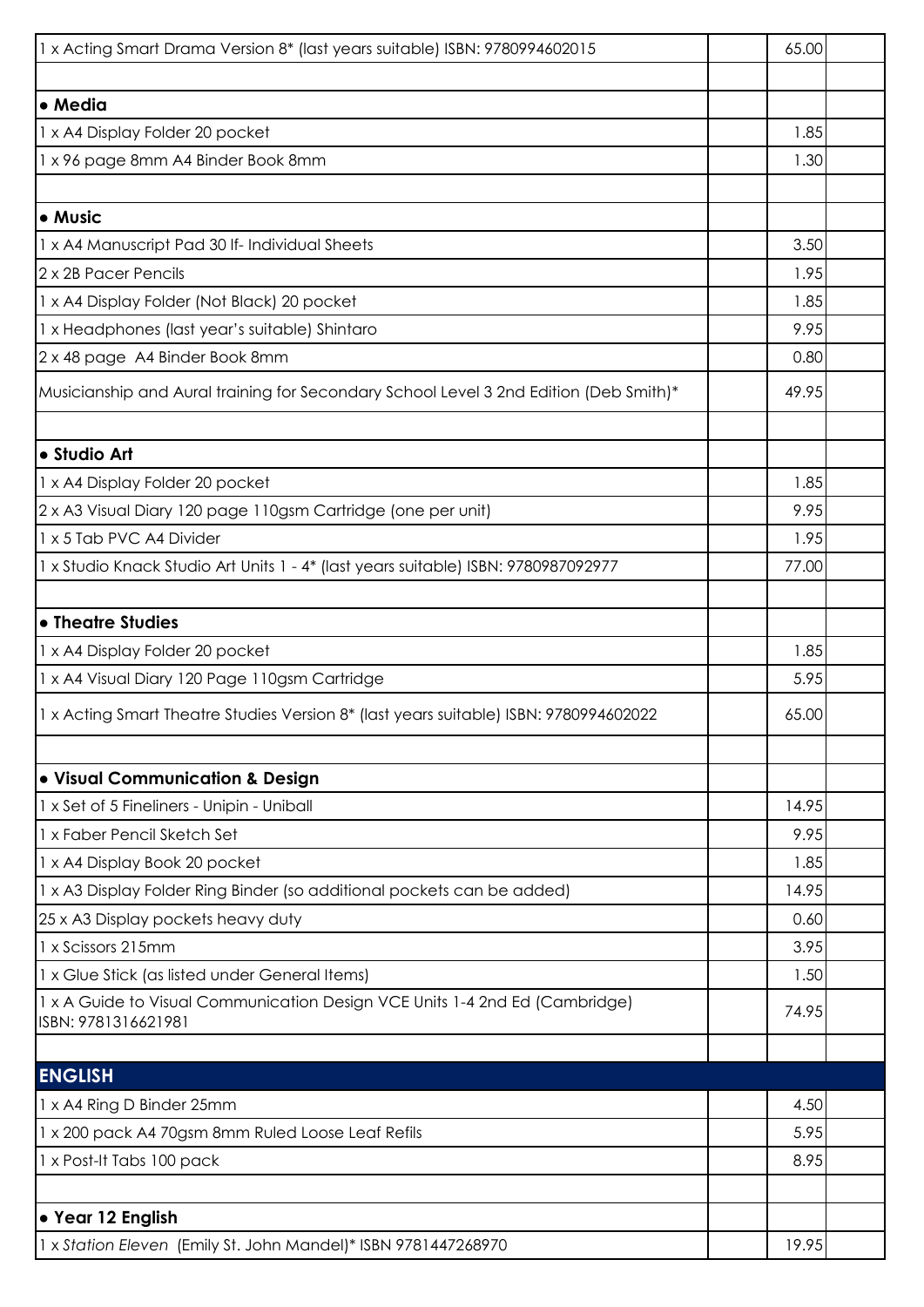| | | | |
|---|---|---|---|
| 1 x Acting Smart Drama Version 8* (last years suitable) ISBN: 9780994602015 | | 65.00 | |
| | | | |
| • **Media** | | | |
| 1 x A4 Display Folder 20 pocket | | 1.85 | |
| 1 x 96 page 8mm A4 Binder Book 8mm | | 1.30 | |
| | | | |
| • **Music** | | | |
| 1 x A4 Manuscript Pad 30 lf- Individual Sheets | | 3.50 | |
| 2 x 2B Pacer Pencils | | 1.95 | |
| 1 x A4 Display Folder (Not Black) 20 pocket | | 1.85 | |
| 1 x Headphones (last year's suitable) Shintaro | | 9.95 | |
| 2 x 48 page A4 Binder Book 8mm | | 0.80 | |
| Musicianship and Aural training for Secondary School Level 3 2nd Edition (Deb Smith)* | | 49.95 | |
| | | | |
| • **Studio Art** | | | |
| 1 x A4 Display Folder 20 pocket | | 1.85 | |
| 2 x A3 Visual Diary 120 page 110gsm Cartridge (one per unit) | | 9.95 | |
| 1 x 5 Tab PVC A4 Divider | | 1.95 | |
| 1 x Studio Knack Studio Art Units 1 - 4* (last years suitable) ISBN: 9780987092977 | | 77.00 | |
| | | | |
| • **Theatre Studies** | | | |
| 1 x A4 Display Folder 20 pocket | | 1.85 | |
| 1 x A4 Visual Diary 120 Page 110gsm Cartridge | | 5.95 | |
| 1 x Acting Smart Theatre Studies Version 8* (last years suitable) ISBN: 9780994602022 | | 65.00 | |
| | | | |
| • **Visual Communication & Design** | | | |
| 1 x Set of 5 Fineliners - Unipin - Uniball | | 14.95 | |
| 1 x Faber Pencil Sketch Set | | 9.95 | |
| 1 x A4 Display Book 20 pocket | | 1.85 | |
| 1 x A3 Display Folder Ring Binder (so additional pockets can be added) | | 14.95 | |
| 25 x A3 Display pockets heavy duty | | 0.60 | |
| 1 x Scissors 215mm | | 3.95 | |
| 1 x Glue Stick (as listed under General Items) | | 1.50 | |
| 1 x A Guide to Visual Communication Design VCE Units 1-4 2nd Ed (Cambridge) ISBN: 9781316621981 | | 74.95 | |
| | | | |
| **ENGLISH** | | | |
| 1 x A4 Ring D Binder 25mm | | 4.50 | |
| 1 x 200 pack A4 70gsm 8mm Ruled Loose Leaf Refils | | 5.95 | |
| 1 x Post-It Tabs 100 pack | | 8.95 | |
| | | | |
| • **Year 12 English** | | | |
| 1 x *Station Eleven* (Emily St. John Mandel)* ISBN 9781447268970 | | 19.95 | |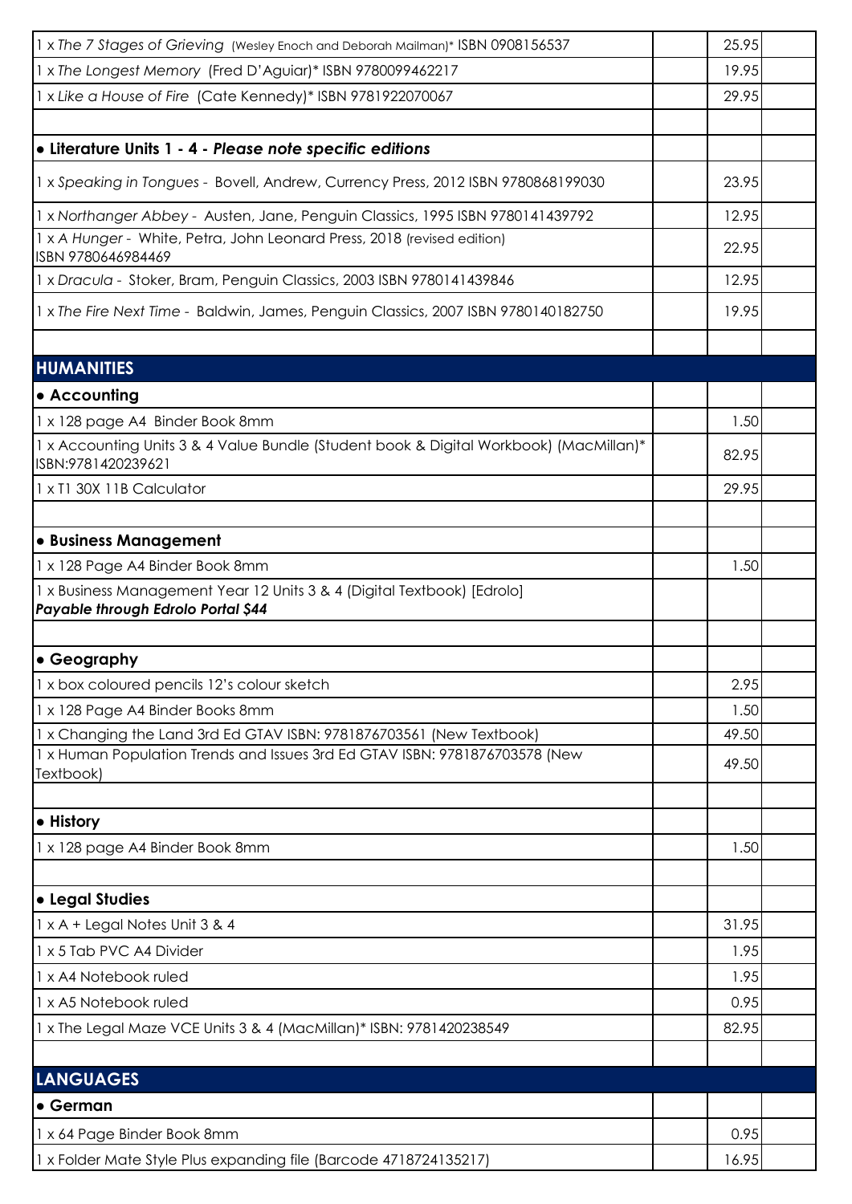| | | | |
|---|---|---|---|
| 1 x *The 7 Stages of Grieving* (Wesley Enoch and Deborah Mailman)* ISBN 0908156537 | | 25.95 | |
| 1 x *The Longest Memory* (Fred D'Aguiar)* ISBN 9780099462217 | | 19.95 | |
| 1 x *Like a House of Fire* (Cate Kennedy)* ISBN 9781922070067 | | 29.95 | |
| | | | |
| **• Literature Units 1 - 4 - *Please note specific editions*** | | | |
| 1 x *Speaking in Tongues* - Bovell, Andrew, Currency Press, 2012 ISBN 9780868199030 | | 23.95 | |
| 1 x *Northanger Abbey* - Austen, Jane, Penguin Classics, 1995 ISBN 9780141439792 | | 12.95 | |
| 1 x *A Hunger* - White, Petra, John Leonard Press, 2018 (revised edition) ISBN 9780646984469 | | 22.95 | |
| 1 x *Dracula* - Stoker, Bram, Penguin Classics, 2003 ISBN 9780141439846 | | 12.95 | |
| 1 x *The Fire Next Time* - Baldwin, James, Penguin Classics, 2007 ISBN 9780140182750 | | 19.95 | |
| | | | |
| **HUMANITIES** | | | |
| **• Accounting** | | | |
| 1 x 128 page A4 Binder Book 8mm | | 1.50 | |
| 1 x Accounting Units 3 & 4 Value Bundle (Student book & Digital Workbook) (MacMillan)* ISBN:9781420239621 | | 82.95 | |
| 1 x T1 30X 11B Calculator | | 29.95 | |
| | | | |
| **• Business Management** | | | |
| 1 x 128 Page A4 Binder Book 8mm | | 1.50 | |
| 1 x Business Management Year 12 Units 3 & 4 (Digital Textbook) [Edrolo] ***Payable through Edrolo Portal $44*** | | | |
| | | | |
| **• Geography** | | | |
| 1 x box coloured pencils 12's colour sketch | | 2.95 | |
| 1 x 128 Page A4 Binder Books 8mm | | 1.50 | |
| 1 x Changing the Land 3rd Ed GTAV ISBN: 9781876703561 (New Textbook) | | 49.50 | |
| 1 x Human Population Trends and Issues 3rd Ed GTAV ISBN: 9781876703578 (New Textbook) | | 49.50 | |
| | | | |
| **• History** | | | |
| 1 x 128 page A4 Binder Book 8mm | | 1.50 | |
| | | | |
| **• Legal Studies** | | | |
| 1 x A + Legal Notes Unit 3 & 4 | | 31.95 | |
| 1 x 5 Tab PVC A4 Divider | | 1.95 | |
| 1 x A4 Notebook ruled | | 1.95 | |
| 1 x A5 Notebook ruled | | 0.95 | |
| 1 x The Legal Maze VCE Units 3 & 4 (MacMillan)* ISBN: 9781420238549 | | 82.95 | |
| | | | |
| **LANGUAGES** | | | |
| **• German** | | | |
| 1 x 64 Page Binder Book 8mm | | 0.95 | |
| 1 x Folder Mate Style Plus expanding file (Barcode 4718724135217) | | 16.95 | |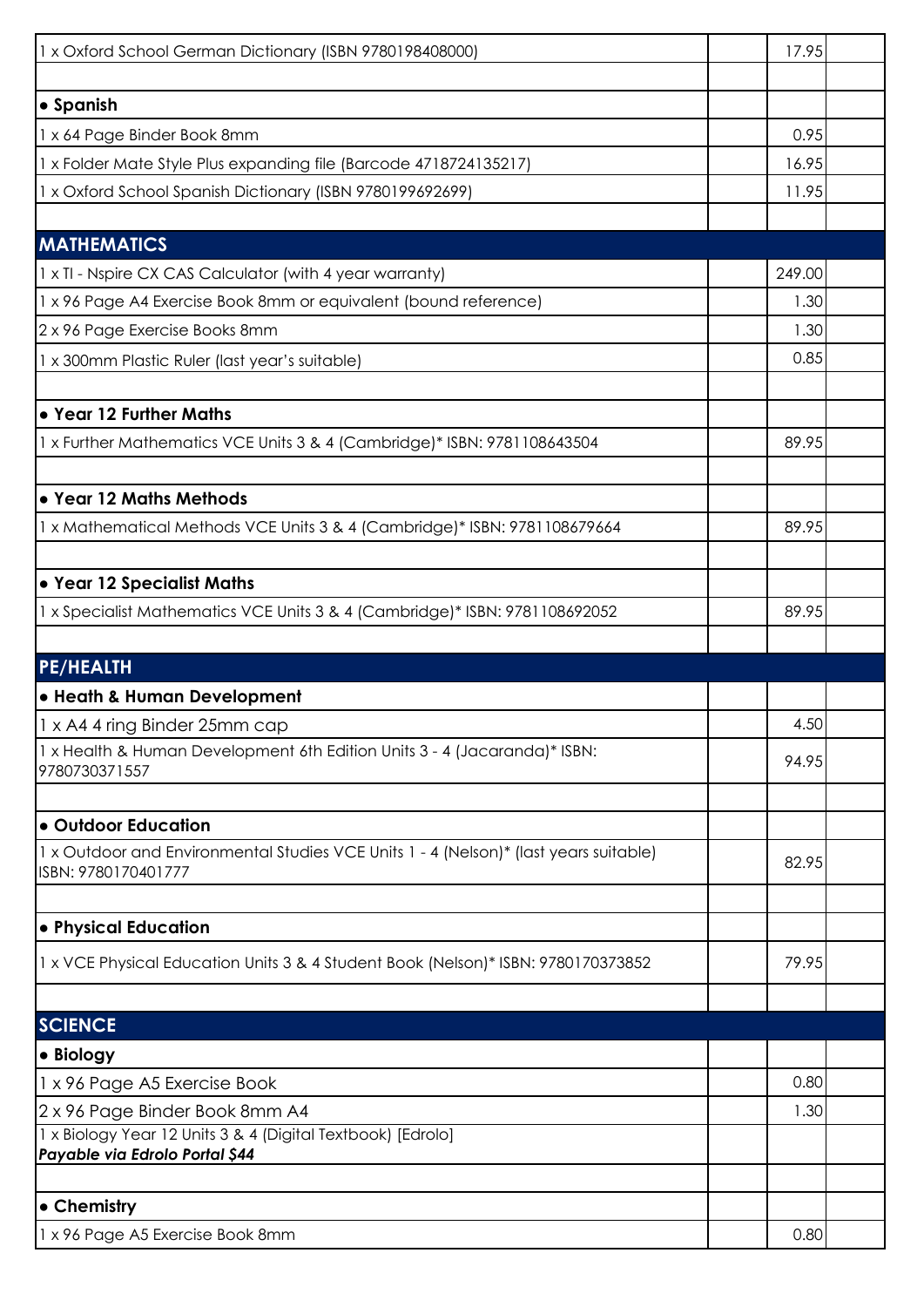| | | | |
|---|---|---|---|
| 1 x Oxford School German Dictionary (ISBN 9780198408000) | | 17.95 | |
| | | | |
| **• Spanish** | | | |
| 1 x 64 Page Binder Book 8mm | | 0.95 | |
| 1 x Folder Mate Style Plus expanding file (Barcode 4718724135217) | | 16.95 | |
| 1 x Oxford School Spanish Dictionary (ISBN 9780199692699) | | 11.95 | |
| | | | |
| **MATHEMATICS** | | | |
| 1 x TI - Nspire CX CAS Calculator (with 4 year warranty) | | 249.00 | |
| 1 x 96 Page A4 Exercise Book 8mm or equivalent (bound reference) | | 1.30 | |
| 2 x 96 Page Exercise Books 8mm | | 1.30 | |
| 1 x 300mm Plastic Ruler (last year's suitable) | | 0.85 | |
| | | | |
| **• Year 12 Further Maths** | | | |
| 1 x Further Mathematics VCE Units 3 & 4 (Cambridge)* ISBN: 9781108643504 | | 89.95 | |
| | | | |
| **• Year 12 Maths Methods** | | | |
| 1 x Mathematical Methods VCE Units 3 & 4 (Cambridge)* ISBN: 9781108679664 | | 89.95 | |
| | | | |
| **• Year 12 Specialist Maths** | | | |
| 1 x Specialist Mathematics VCE Units 3 & 4 (Cambridge)* ISBN: 9781108692052 | | 89.95 | |
| | | | |
| **PE/HEALTH** | | | |
| **• Heath & Human Development** | | | |
| 1 x A4 4 ring Binder 25mm cap | | 4.50 | |
| 1 x Health & Human Development 6th Edition Units 3 - 4 (Jacaranda)* ISBN: 9780730371557 | | 94.95 | |
| | | | |
| **• Outdoor Education** | | | |
| 1 x Outdoor and Environmental Studies VCE Units 1 - 4 (Nelson)* (last years suitable) ISBN: 9780170401777 | | 82.95 | |
| | | | |
| **• Physical Education** | | | |
| 1 x VCE Physical Education Units 3 & 4 Student Book (Nelson)* ISBN: 9780170373852 | | 79.95 | |
| | | | |
| **SCIENCE** | | | |
| **• Biology** | | | |
| 1 x 96 Page A5 Exercise Book | | 0.80 | |
| 2 x 96 Page Binder Book 8mm A4 | | 1.30 | |
| 1 x Biology Year 12 Units 3 & 4 (Digital Textbook) [Edrolo] ***Payable via Edrolo Portal $44*** | | | |
| | | | |
| **• Chemistry** | | | |
| 1 x 96 Page A5 Exercise Book 8mm | | 0.80 | |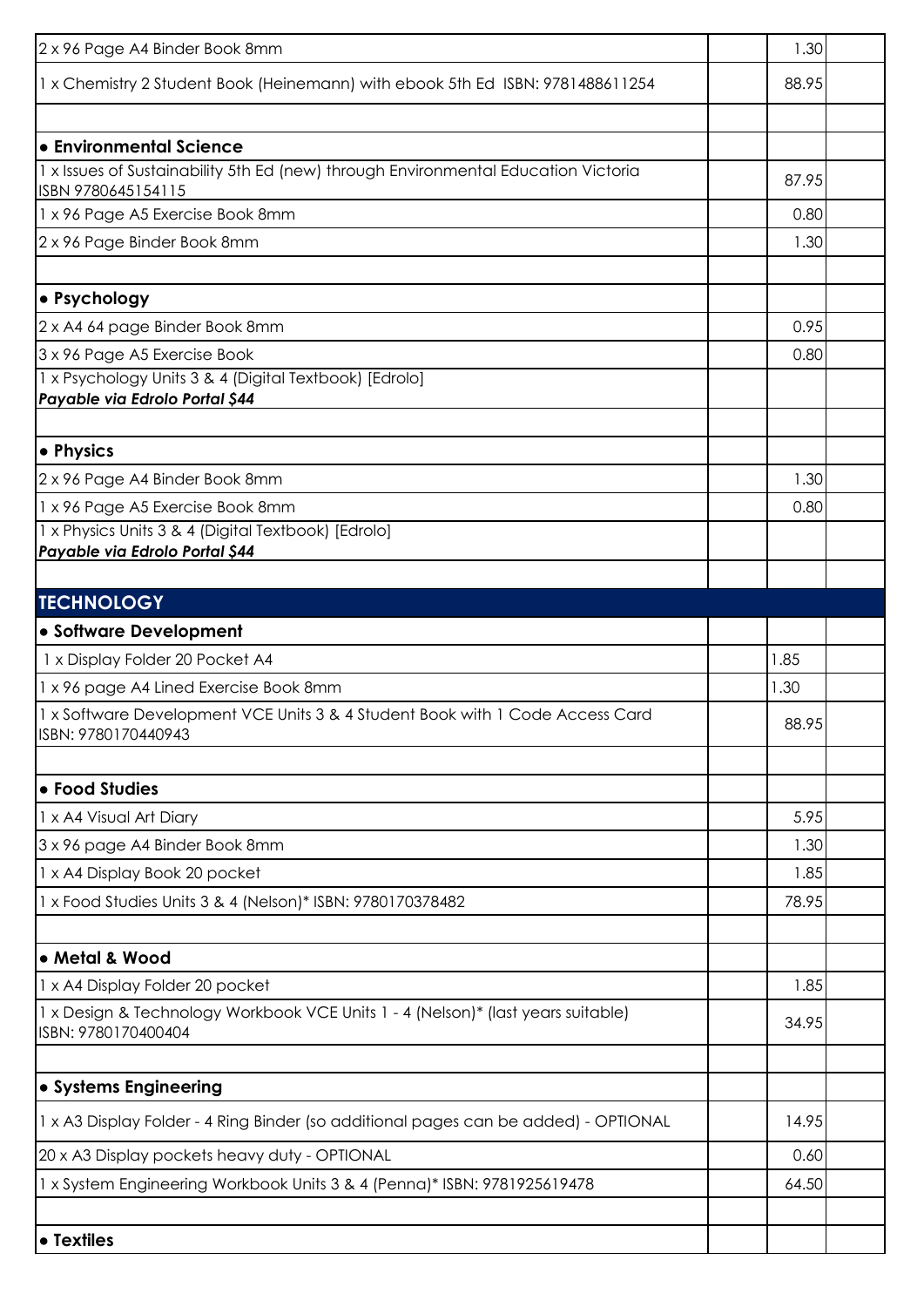| | | | |
|---|---|---|---|
| 2 x 96 Page A4 Binder Book 8mm | | 1.30 | |
| 1 x Chemistry 2 Student Book (Heinemann) with ebook 5th Ed ISBN: 9781488611254 | | 88.95 | |
| | | | |
| **• Environmental Science** | | | |
| 1 x Issues of Sustainability 5th Ed (new) through Environmental Education Victoria ISBN 9780645154115 | | 87.95 | |
| 1 x 96 Page A5 Exercise Book 8mm | | 0.80 | |
| 2 x 96 Page Binder Book 8mm | | 1.30 | |
| | | | |
| **• Psychology** | | | |
| 2 x A4 64 page Binder Book 8mm | | 0.95 | |
| 3 x 96 Page A5 Exercise Book | | 0.80 | |
| 1 x Psychology Units 3 & 4 (Digital Textbook) [Edrolo] ***Payable via Edrolo Portal $44*** | | | |
| | | | |
| **• Physics** | | | |
| 2 x 96 Page A4 Binder Book 8mm | | 1.30 | |
| 1 x 96 Page A5 Exercise Book 8mm | | 0.80 | |
| 1 x Physics Units 3 & 4 (Digital Textbook) [Edrolo] ***Payable via Edrolo Portal $44*** | | | |
| | | | |
| **TECHNOLOGY** | | | |
| **• Software Development** | | | |
| 1 x Display Folder 20 Pocket A4 | | 1.85 | |
| 1 x 96 page A4 Lined Exercise Book 8mm | | 1.30 | |
| 1 x Software Development VCE Units 3 & 4 Student Book with 1 Code Access Card ISBN: 9780170440943 | | 88.95 | |
| | | | |
| **• Food Studies** | | | |
| 1 x A4 Visual Art Diary | | 5.95 | |
| 3 x 96 page A4 Binder Book 8mm | | 1.30 | |
| 1 x A4 Display Book 20 pocket | | 1.85 | |
| 1 x Food Studies Units 3 & 4 (Nelson)* ISBN: 9780170378482 | | 78.95 | |
| | | | |
| **• Metal & Wood** | | | |
| 1 x A4 Display Folder 20 pocket | | 1.85 | |
| 1 x Design & Technology Workbook VCE Units 1 - 4 (Nelson)* (last years suitable) ISBN: 9780170400404 | | 34.95 | |
| | | | |
| **• Systems Engineering** | | | |
| 1 x A3 Display Folder - 4 Ring Binder (so additional pages can be added) - OPTIONAL | | 14.95 | |
| 20 x A3 Display pockets heavy duty - OPTIONAL | | 0.60 | |
| 1 x System Engineering Workbook Units 3 & 4 (Penna)* ISBN: 9781925619478 | | 64.50 | |
| | | | |
| **• Textiles** | | | |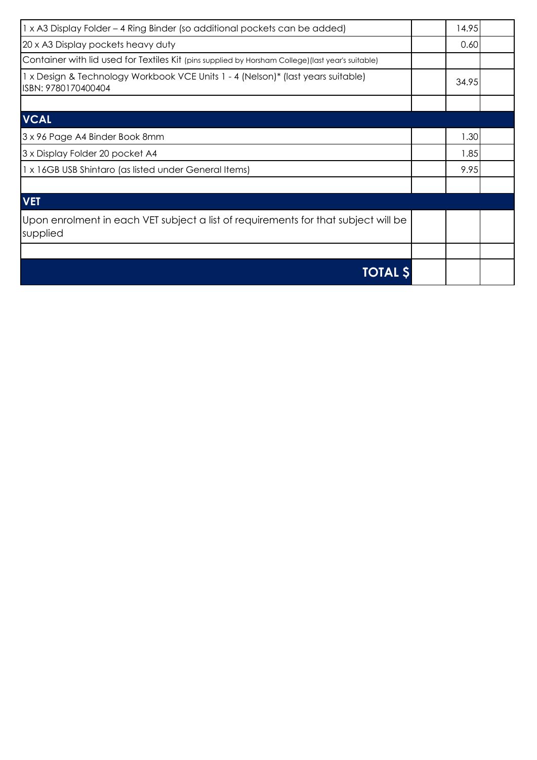| | | | |
|---|---|---|---|
| 1 x A3 Display Folder – 4 Ring Binder (so additional pockets can be added) | | 14.95 | |
| 20 x A3 Display pockets heavy duty | | 0.60 | |
| Container with lid used for Textiles Kit (pins supplied by Horsham College)(last year's suitable) | | | |
| 1 x Design & Technology Workbook VCE Units 1 - 4 (Nelson)* (last years suitable) ISBN: 9780170400404 | | 34.95 | |
| | | | |
| **VCAL** | | | |
| 3 x 96 Page A4 Binder Book 8mm | | 1.30 | |
| 3 x Display Folder 20 pocket A4 | | 1.85 | |
| 1 x 16GB USB Shintaro (as listed under General Items) | | 9.95 | |
| | | | |
| **VET** | | | |
| Upon enrolment in each VET subject a list of requirements for that subject will be supplied | | | |
| | | | |
| **TOTAL $** | | | |